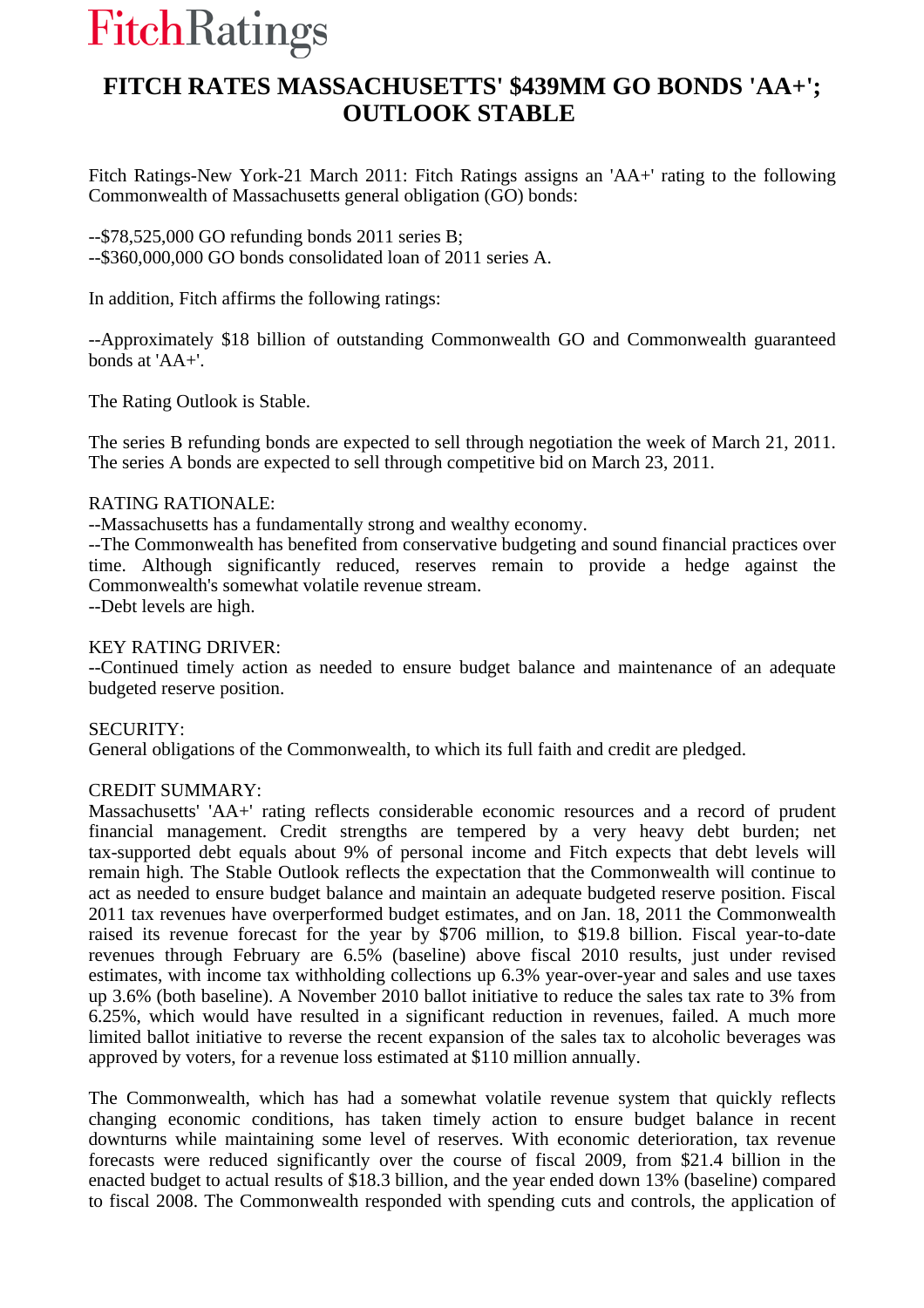FitchRatings

# FITCH RATES MASSACHUSETTS' $439MM GO BONDS 'AA+'; OUTLOOK STABLE

Fitch Ratings-New York-21 March 2011: Fitch Ratings assigns an 'AA+' rating to the following Commonwealth of Massachusetts general obligation (GO) bonds:

--$78,525,000 GO refunding bonds 2011 series B;
--$360,000,000 GO bonds consolidated loan of 2011 series A.

In addition, Fitch affirms the following ratings:

--Approximately $18 billion of outstanding Commonwealth GO and Commonwealth guaranteed bonds at 'AA+'.

The Rating Outlook is Stable.

The series B refunding bonds are expected to sell through negotiation the week of March 21, 2011. The series A bonds are expected to sell through competitive bid on March 23, 2011.

RATING RATIONALE:
--Massachusetts has a fundamentally strong and wealthy economy.
--The Commonwealth has benefited from conservative budgeting and sound financial practices over time. Although significantly reduced, reserves remain to provide a hedge against the Commonwealth's somewhat volatile revenue stream.
--Debt levels are high.

KEY RATING DRIVER:
--Continued timely action as needed to ensure budget balance and maintenance of an adequate budgeted reserve position.

SECURITY:
General obligations of the Commonwealth, to which its full faith and credit are pledged.

CREDIT SUMMARY:
Massachusetts' 'AA+' rating reflects considerable economic resources and a record of prudent financial management. Credit strengths are tempered by a very heavy debt burden; net tax-supported debt equals about 9% of personal income and Fitch expects that debt levels will remain high. The Stable Outlook reflects the expectation that the Commonwealth will continue to act as needed to ensure budget balance and maintain an adequate budgeted reserve position. Fiscal 2011 tax revenues have overperformed budget estimates, and on Jan. 18, 2011 the Commonwealth raised its revenue forecast for the year by $706 million, to $19.8 billion. Fiscal year-to-date revenues through February are 6.5% (baseline) above fiscal 2010 results, just under revised estimates, with income tax withholding collections up 6.3% year-over-year and sales and use taxes up 3.6% (both baseline). A November 2010 ballot initiative to reduce the sales tax rate to 3% from 6.25%, which would have resulted in a significant reduction in revenues, failed. A much more limited ballot initiative to reverse the recent expansion of the sales tax to alcoholic beverages was approved by voters, for a revenue loss estimated at $110 million annually.

The Commonwealth, which has had a somewhat volatile revenue system that quickly reflects changing economic conditions, has taken timely action to ensure budget balance in recent downturns while maintaining some level of reserves. With economic deterioration, tax revenue forecasts were reduced significantly over the course of fiscal 2009, from $21.4 billion in the enacted budget to actual results of $18.3 billion, and the year ended down 13% (baseline) compared to fiscal 2008. The Commonwealth responded with spending cuts and controls, the application of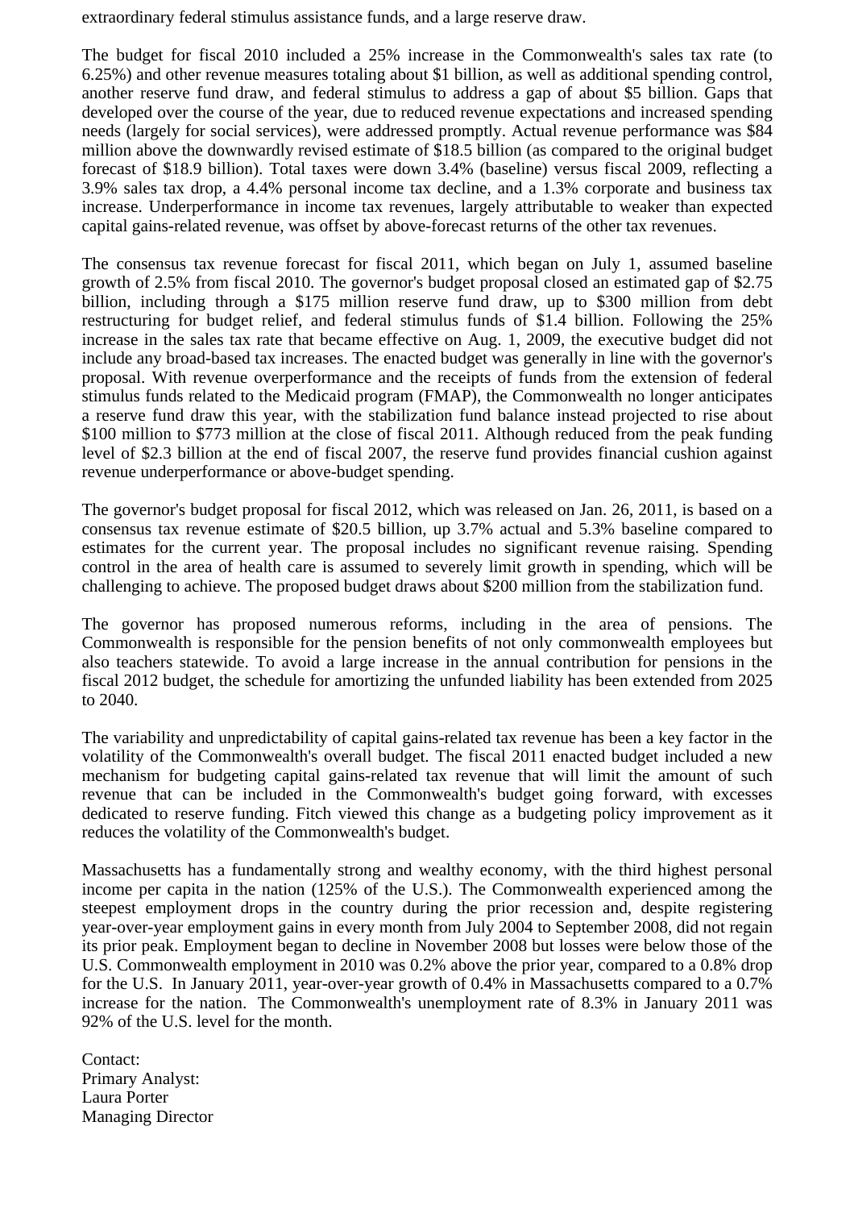extraordinary federal stimulus assistance funds, and a large reserve draw.

The budget for fiscal 2010 included a 25% increase in the Commonwealth's sales tax rate (to 6.25%) and other revenue measures totaling about $1 billion, as well as additional spending control, another reserve fund draw, and federal stimulus to address a gap of about $5 billion. Gaps that developed over the course of the year, due to reduced revenue expectations and increased spending needs (largely for social services), were addressed promptly. Actual revenue performance was $84 million above the downwardly revised estimate of $18.5 billion (as compared to the original budget forecast of $18.9 billion). Total taxes were down 3.4% (baseline) versus fiscal 2009, reflecting a 3.9% sales tax drop, a 4.4% personal income tax decline, and a 1.3% corporate and business tax increase. Underperformance in income tax revenues, largely attributable to weaker than expected capital gains-related revenue, was offset by above-forecast returns of the other tax revenues.

The consensus tax revenue forecast for fiscal 2011, which began on July 1, assumed baseline growth of 2.5% from fiscal 2010. The governor's budget proposal closed an estimated gap of $2.75 billion, including through a $175 million reserve fund draw, up to $300 million from debt restructuring for budget relief, and federal stimulus funds of $1.4 billion. Following the 25% increase in the sales tax rate that became effective on Aug. 1, 2009, the executive budget did not include any broad-based tax increases. The enacted budget was generally in line with the governor's proposal. With revenue overperformance and the receipts of funds from the extension of federal stimulus funds related to the Medicaid program (FMAP), the Commonwealth no longer anticipates a reserve fund draw this year, with the stabilization fund balance instead projected to rise about $100 million to $773 million at the close of fiscal 2011. Although reduced from the peak funding level of $2.3 billion at the end of fiscal 2007, the reserve fund provides financial cushion against revenue underperformance or above-budget spending.

The governor's budget proposal for fiscal 2012, which was released on Jan. 26, 2011, is based on a consensus tax revenue estimate of $20.5 billion, up 3.7% actual and 5.3% baseline compared to estimates for the current year. The proposal includes no significant revenue raising. Spending control in the area of health care is assumed to severely limit growth in spending, which will be challenging to achieve. The proposed budget draws about $200 million from the stabilization fund.

The governor has proposed numerous reforms, including in the area of pensions. The Commonwealth is responsible for the pension benefits of not only commonwealth employees but also teachers statewide. To avoid a large increase in the annual contribution for pensions in the fiscal 2012 budget, the schedule for amortizing the unfunded liability has been extended from 2025 to 2040.

The variability and unpredictability of capital gains-related tax revenue has been a key factor in the volatility of the Commonwealth's overall budget. The fiscal 2011 enacted budget included a new mechanism for budgeting capital gains-related tax revenue that will limit the amount of such revenue that can be included in the Commonwealth's budget going forward, with excesses dedicated to reserve funding. Fitch viewed this change as a budgeting policy improvement as it reduces the volatility of the Commonwealth's budget.

Massachusetts has a fundamentally strong and wealthy economy, with the third highest personal income per capita in the nation (125% of the U.S.). The Commonwealth experienced among the steepest employment drops in the country during the prior recession and, despite registering year-over-year employment gains in every month from July 2004 to September 2008, did not regain its prior peak. Employment began to decline in November 2008 but losses were below those of the U.S. Commonwealth employment in 2010 was 0.2% above the prior year, compared to a 0.8% drop for the U.S. In January 2011, year-over-year growth of 0.4% in Massachusetts compared to a 0.7% increase for the nation. The Commonwealth's unemployment rate of 8.3% in January 2011 was 92% of the U.S. level for the month.

Contact:
Primary Analyst:
Laura Porter
Managing Director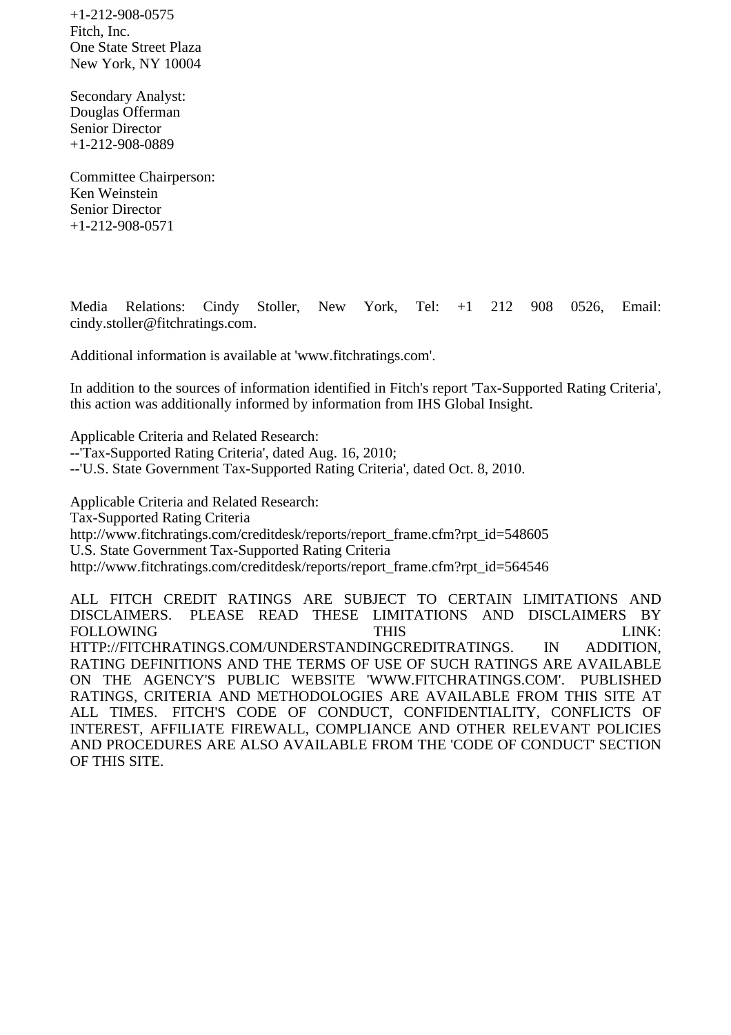+1-212-908-0575
Fitch, Inc.
One State Street Plaza
New York, NY 10004

Secondary Analyst:
Douglas Offerman
Senior Director
+1-212-908-0889

Committee Chairperson:
Ken Weinstein
Senior Director
+1-212-908-0571

Media Relations: Cindy Stoller, New York, Tel: +1 212 908 0526, Email: cindy.stoller@fitchratings.com.

Additional information is available at 'www.fitchratings.com'.

In addition to the sources of information identified in Fitch's report 'Tax-Supported Rating Criteria', this action was additionally informed by information from IHS Global Insight.

Applicable Criteria and Related Research:
--'Tax-Supported Rating Criteria', dated Aug. 16, 2010;
--'U.S. State Government Tax-Supported Rating Criteria', dated Oct. 8, 2010.

Applicable Criteria and Related Research:
Tax-Supported Rating Criteria
http://www.fitchratings.com/creditdesk/reports/report_frame.cfm?rpt_id=548605
U.S. State Government Tax-Supported Rating Criteria
http://www.fitchratings.com/creditdesk/reports/report_frame.cfm?rpt_id=564546

ALL FITCH CREDIT RATINGS ARE SUBJECT TO CERTAIN LIMITATIONS AND DISCLAIMERS. PLEASE READ THESE LIMITATIONS AND DISCLAIMERS BY FOLLOWING THIS LINK: HTTP://FITCHRATINGS.COM/UNDERSTANDINGCREDITRATINGS. IN ADDITION, RATING DEFINITIONS AND THE TERMS OF USE OF SUCH RATINGS ARE AVAILABLE ON THE AGENCY'S PUBLIC WEBSITE 'WWW.FITCHRATINGS.COM'. PUBLISHED RATINGS, CRITERIA AND METHODOLOGIES ARE AVAILABLE FROM THIS SITE AT ALL TIMES. FITCH'S CODE OF CONDUCT, CONFIDENTIALITY, CONFLICTS OF INTEREST, AFFILIATE FIREWALL, COMPLIANCE AND OTHER RELEVANT POLICIES AND PROCEDURES ARE ALSO AVAILABLE FROM THE 'CODE OF CONDUCT' SECTION OF THIS SITE.